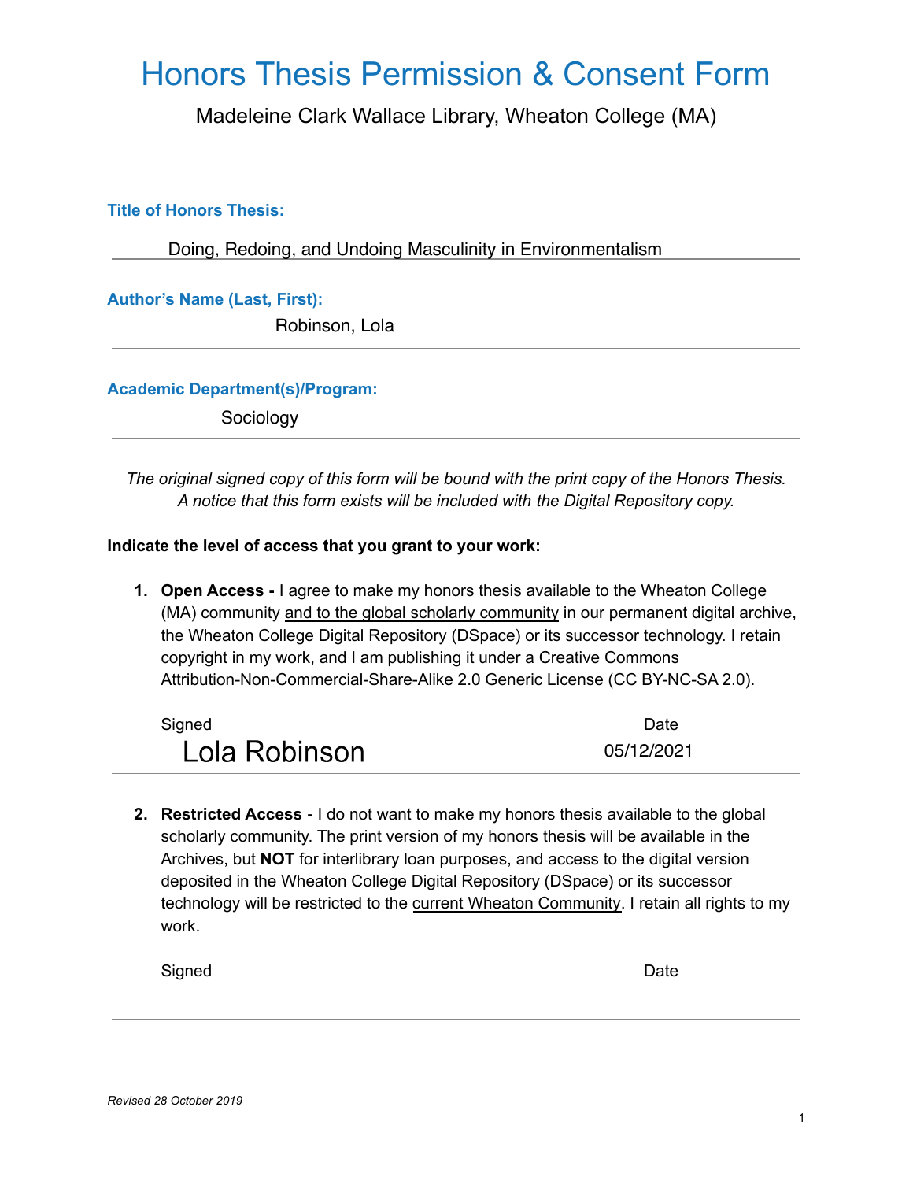# Honors Thesis Permission & Consent Form

Madeleine Clark Wallace Library, Wheaton College (MA)

**Title of Honors Thesis:**

Doing, Redoing, and Undoing Masculinity in Environmentalism

**Author's Name (Last, First):**

Robinson, Lola

**Academic Department(s)/Program:**

Sociology

*The original signed copy of this form will be bound with the print copy of the Honors Thesis. A notice that this form exists will be included with the Digital Repository copy.*

**Indicate the level of access that you grant to your work:**

1. **Open Access -** I agree to make my honors thesis available to the Wheaton College (MA) community and to the global scholarly community in our permanent digital archive, the Wheaton College Digital Repository (DSpace) or its successor technology. I retain copyright in my work, and I am publishing it under a Creative Commons Attribution-Non-Commercial-Share-Alike 2.0 Generic License (CC BY-NC-SA 2.0).

   Signed: Lola Robinson    Date: 05/12/2021

2. **Restricted Access -** I do not want to make my honors thesis available to the global scholarly community. The print version of my honors thesis will be available in the Archives, but **NOT** for interlibrary loan purposes, and access to the digital version deposited in the Wheaton College Digital Repository (DSpace) or its successor technology will be restricted to the current Wheaton Community. I retain all rights to my work.

   Signed:    Date:

*Revised 28 October 2019*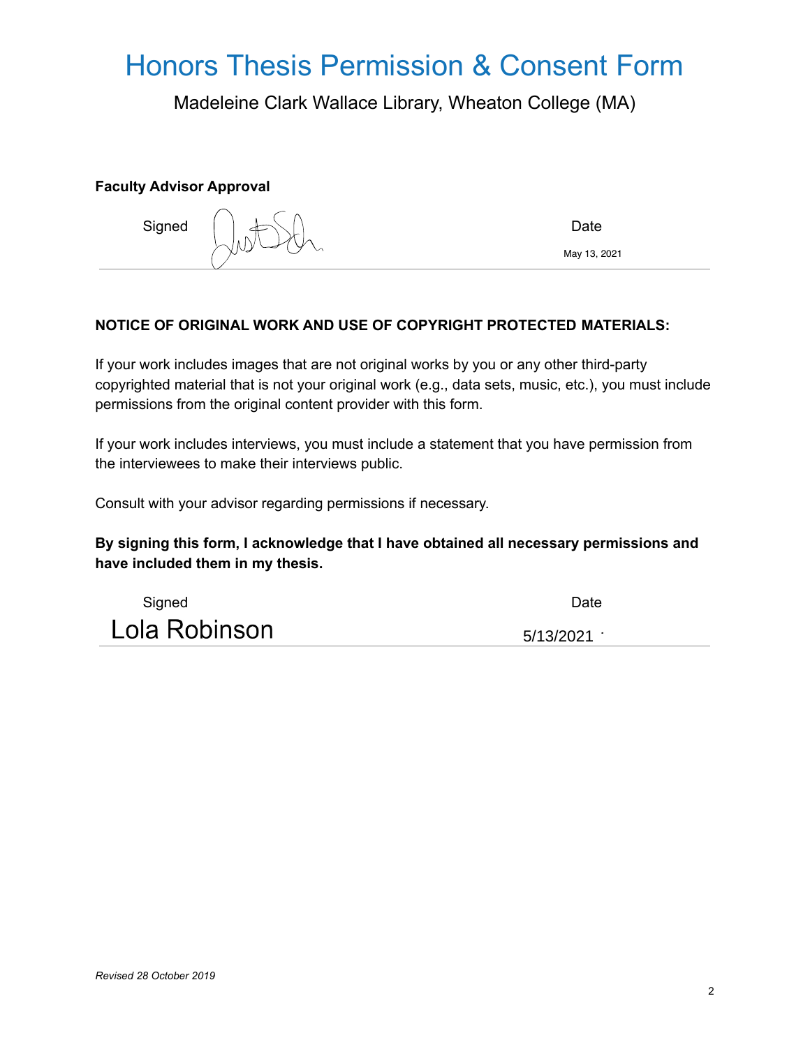# Honors Thesis Permission & Consent Form

Madeleine Clark Wallace Library, Wheaton College (MA)

**Faculty Advisor Approval**

Signed Date

May 13, 2021

**NOTICE OF ORIGINAL WORK AND USE OF COPYRIGHT PROTECTED MATERIALS:**

If your work includes images that are not original works by you or any other third-party copyrighted material that is not your original work (e.g., data sets, music, etc.), you must include permissions from the original content provider with this form.

If your work includes interviews, you must include a statement that you have permission from the interviewees to make their interviews public.

Consult with your advisor regarding permissions if necessary.

**By signing this form, I acknowledge that I have obtained all necessary permissions and have included them in my thesis.**

Signed Date

Lola Robinson 5/13/2021

*Revised 28 October 2019*